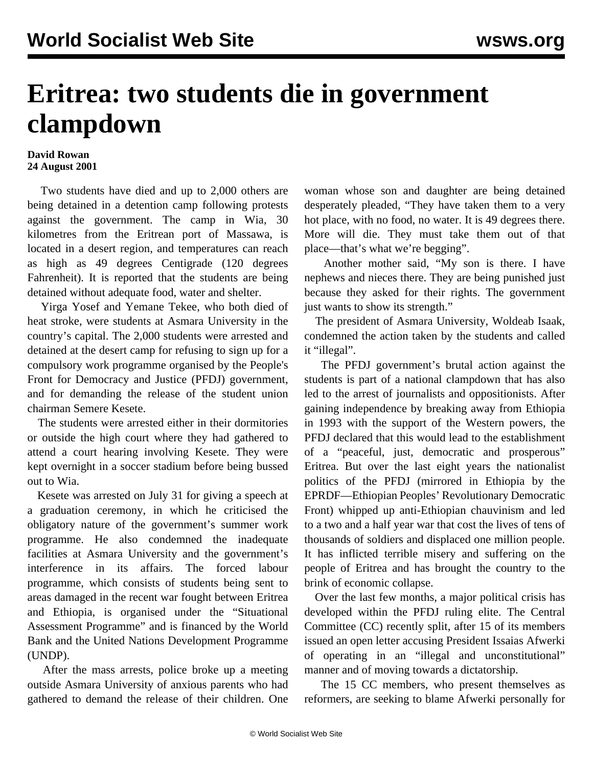# Eritrea: two students die in government clampdown

**David Rowan**
**24 August 2001**

Two students have died and up to 2,000 others are being detained in a detention camp following protests against the government. The camp in Wia, 30 kilometres from the Eritrean port of Massawa, is located in a desert region, and temperatures can reach as high as 49 degrees Centigrade (120 degrees Fahrenheit). It is reported that the students are being detained without adequate food, water and shelter.

Yirga Yosef and Yemane Tekee, who both died of heat stroke, were students at Asmara University in the country's capital. The 2,000 students were arrested and detained at the desert camp for refusing to sign up for a compulsory work programme organised by the People's Front for Democracy and Justice (PFDJ) government, and for demanding the release of the student union chairman Semere Kesete.

The students were arrested either in their dormitories or outside the high court where they had gathered to attend a court hearing involving Kesete. They were kept overnight in a soccer stadium before being bussed out to Wia.

Kesete was arrested on July 31 for giving a speech at a graduation ceremony, in which he criticised the obligatory nature of the government's summer work programme. He also condemned the inadequate facilities at Asmara University and the government's interference in its affairs. The forced labour programme, which consists of students being sent to areas damaged in the recent war fought between Eritrea and Ethiopia, is organised under the "Situational Assessment Programme" and is financed by the World Bank and the United Nations Development Programme (UNDP).

After the mass arrests, police broke up a meeting outside Asmara University of anxious parents who had gathered to demand the release of their children. One woman whose son and daughter are being detained desperately pleaded, "They have taken them to a very hot place, with no food, no water. It is 49 degrees there. More will die. They must take them out of that place—that's what we're begging".

Another mother said, "My son is there. I have nephews and nieces there. They are being punished just because they asked for their rights. The government just wants to show its strength."

The president of Asmara University, Woldeab Isaak, condemned the action taken by the students and called it "illegal".

The PFDJ government's brutal action against the students is part of a national clampdown that has also led to the arrest of journalists and oppositionists. After gaining independence by breaking away from Ethiopia in 1993 with the support of the Western powers, the PFDJ declared that this would lead to the establishment of a "peaceful, just, democratic and prosperous" Eritrea. But over the last eight years the nationalist politics of the PFDJ (mirrored in Ethiopia by the EPRDF—Ethiopian Peoples' Revolutionary Democratic Front) whipped up anti-Ethiopian chauvinism and led to a two and a half year war that cost the lives of tens of thousands of soldiers and displaced one million people. It has inflicted terrible misery and suffering on the people of Eritrea and has brought the country to the brink of economic collapse.

Over the last few months, a major political crisis has developed within the PFDJ ruling elite. The Central Committee (CC) recently split, after 15 of its members issued an open letter accusing President Issaias Afwerki of operating in an "illegal and unconstitutional" manner and of moving towards a dictatorship.

The 15 CC members, who present themselves as reformers, are seeking to blame Afwerki personally for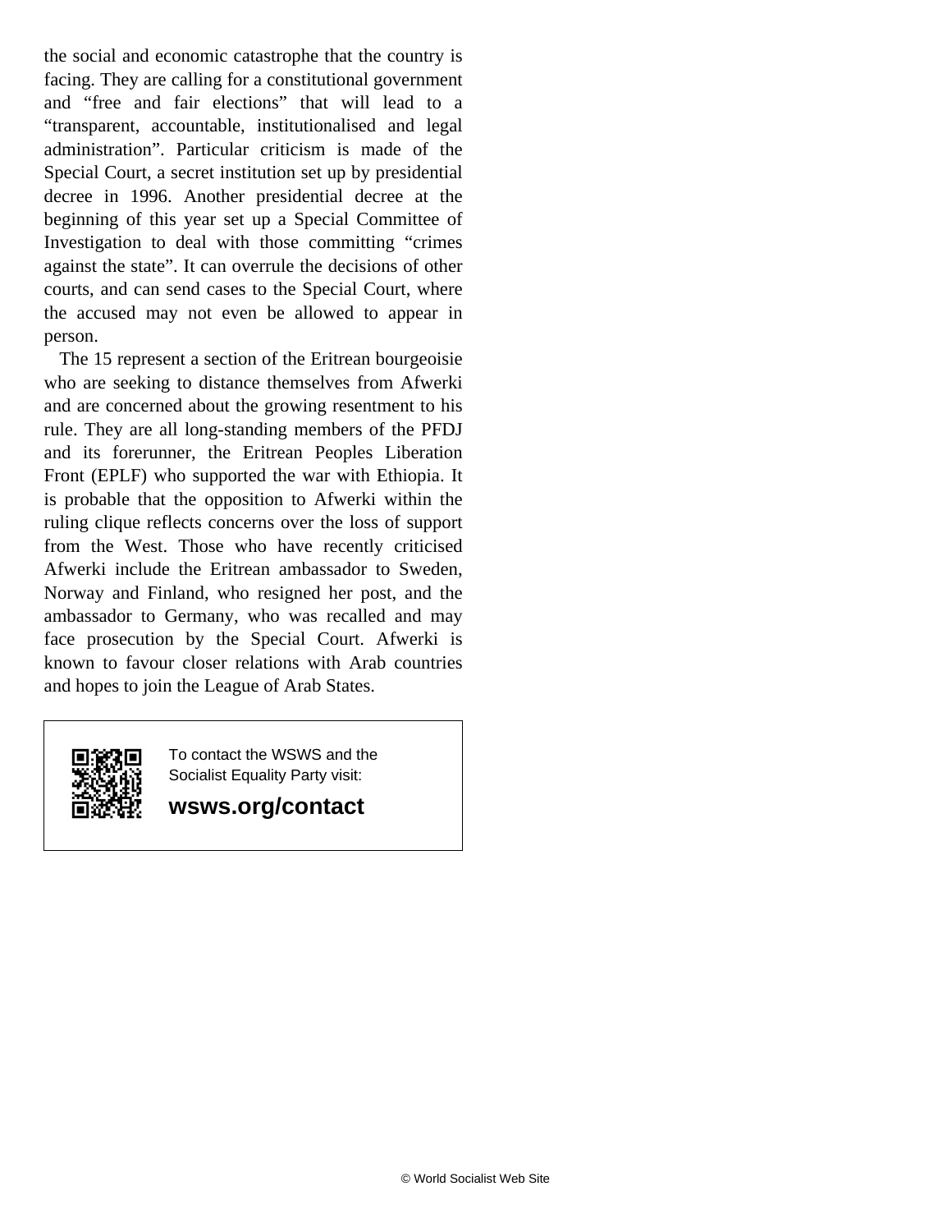the social and economic catastrophe that the country is facing. They are calling for a constitutional government and "free and fair elections" that will lead to a "transparent, accountable, institutionalised and legal administration". Particular criticism is made of the Special Court, a secret institution set up by presidential decree in 1996. Another presidential decree at the beginning of this year set up a Special Committee of Investigation to deal with those committing "crimes against the state". It can overrule the decisions of other courts, and can send cases to the Special Court, where the accused may not even be allowed to appear in person.

The 15 represent a section of the Eritrean bourgeoisie who are seeking to distance themselves from Afwerki and are concerned about the growing resentment to his rule. They are all long-standing members of the PFDJ and its forerunner, the Eritrean Peoples Liberation Front (EPLF) who supported the war with Ethiopia. It is probable that the opposition to Afwerki within the ruling clique reflects concerns over the loss of support from the West. Those who have recently criticised Afwerki include the Eritrean ambassador to Sweden, Norway and Finland, who resigned her post, and the ambassador to Germany, who was recalled and may face prosecution by the Special Court. Afwerki is known to favour closer relations with Arab countries and hopes to join the League of Arab States.

To contact the WSWS and the Socialist Equality Party visit:

**wsws.org/contact**